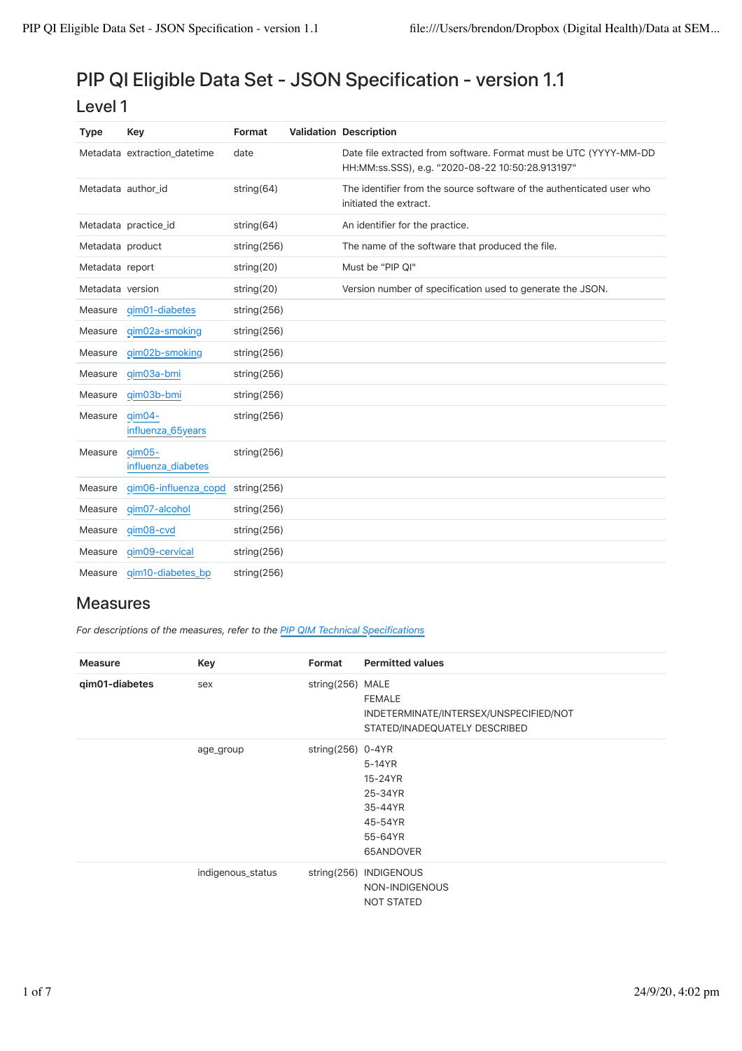# PIP QI Eligible Data Set - JSON Specification - version 1.1

## Level 1

| Type | Key | Format | Validation | Description |
|---|---|---|---|---|
| Metadata | extraction_datetime | date | | Date file extracted from software. Format must be UTC (YYYY-MM-DD HH:MM:ss.SSS), e.g. "2020-08-22 10:50:28.913197" |
| Metadata | author_id | string(64) | | The identifier from the source software of the authenticated user who initiated the extract. |
| Metadata | practice_id | string(64) | | An identifier for the practice. |
| Metadata | product | string(256) | | The name of the software that produced the file. |
| Metadata | report | string(20) | | Must be "PIP QI" |
| Metadata | version | string(20) | | Version number of specification used to generate the JSON. |
| Measure | qim01-diabetes | string(256) | | |
| Measure | qim02a-smoking | string(256) | | |
| Measure | qim02b-smoking | string(256) | | |
| Measure | qim03a-bmi | string(256) | | |
| Measure | qim03b-bmi | string(256) | | |
| Measure | qim04-influenza_65years | string(256) | | |
| Measure | qim05-influenza_diabetes | string(256) | | |
| Measure | qim06-influenza_copd | string(256) | | |
| Measure | qim07-alcohol | string(256) | | |
| Measure | qim08-cvd | string(256) | | |
| Measure | qim09-cervical | string(256) | | |
| Measure | qim10-diabetes_bp | string(256) | | |

## Measures

*For descriptions of the measures, refer to the PIP QIM Technical Specifications*

| Measure | Key | Format | Permitted values |
|---|---|---|---|
| **qim01-diabetes** | sex | string(256) | MALE<br>FEMALE<br>INDETERMINATE/INTERSEX/UNSPECIFIED/NOT STATED/INADEQUATELY DESCRIBED |
| | age_group | string(256) | 0-4YR<br>5-14YR<br>15-24YR<br>25-34YR<br>35-44YR<br>45-54YR<br>55-64YR<br>65ANDOVER |
| | indigenous_status | string(256) | INDIGENOUS<br>NON-INDIGENOUS<br>NOT STATED |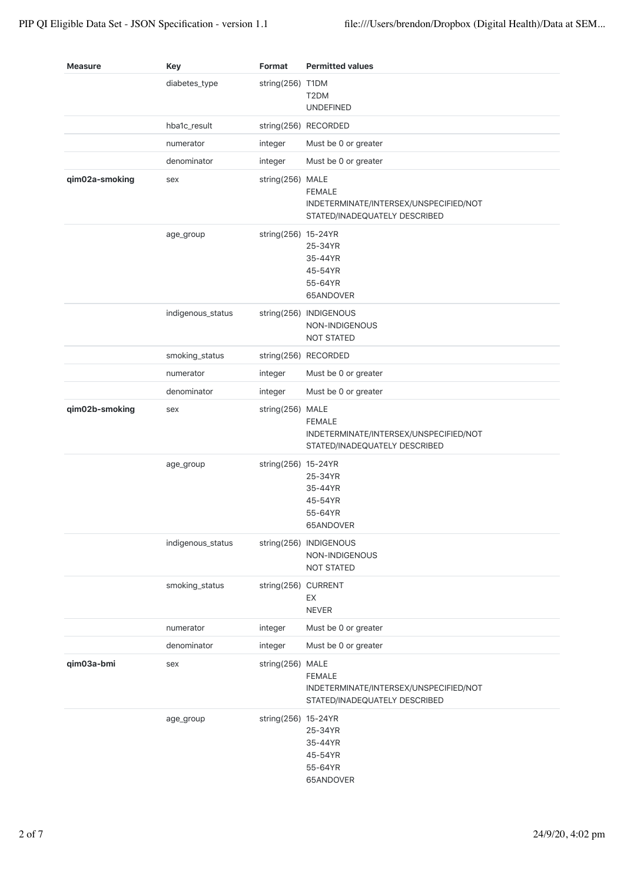| Measure | Key | Format | Permitted values |
| --- | --- | --- | --- |
| | diabetes_type | string(256) | T1DM<br>T2DM<br>UNDEFINED |
| | hba1c_result | string(256) | RECORDED |
| | numerator | integer | Must be 0 or greater |
| | denominator | integer | Must be 0 or greater |
| **qim02a-smoking** | sex | string(256) | MALE<br>FEMALE<br>INDETERMINATE/INTERSEX/UNSPECIFIED/NOT STATED/INADEQUATELY DESCRIBED |
| | age_group | string(256) | 15-24YR<br>25-34YR<br>35-44YR<br>45-54YR<br>55-64YR<br>65ANDOVER |
| | indigenous_status | string(256) | INDIGENOUS<br>NON-INDIGENOUS<br>NOT STATED |
| | smoking_status | string(256) | RECORDED |
| | numerator | integer | Must be 0 or greater |
| | denominator | integer | Must be 0 or greater |
| **qim02b-smoking** | sex | string(256) | MALE<br>FEMALE<br>INDETERMINATE/INTERSEX/UNSPECIFIED/NOT STATED/INADEQUATELY DESCRIBED |
| | age_group | string(256) | 15-24YR<br>25-34YR<br>35-44YR<br>45-54YR<br>55-64YR<br>65ANDOVER |
| | indigenous_status | string(256) | INDIGENOUS<br>NON-INDIGENOUS<br>NOT STATED |
| | smoking_status | string(256) | CURRENT<br>EX<br>NEVER |
| | numerator | integer | Must be 0 or greater |
| | denominator | integer | Must be 0 or greater |
| **qim03a-bmi** | sex | string(256) | MALE<br>FEMALE<br>INDETERMINATE/INTERSEX/UNSPECIFIED/NOT STATED/INADEQUATELY DESCRIBED |
| | age_group | string(256) | 15-24YR<br>25-34YR<br>35-44YR<br>45-54YR<br>55-64YR<br>65ANDOVER |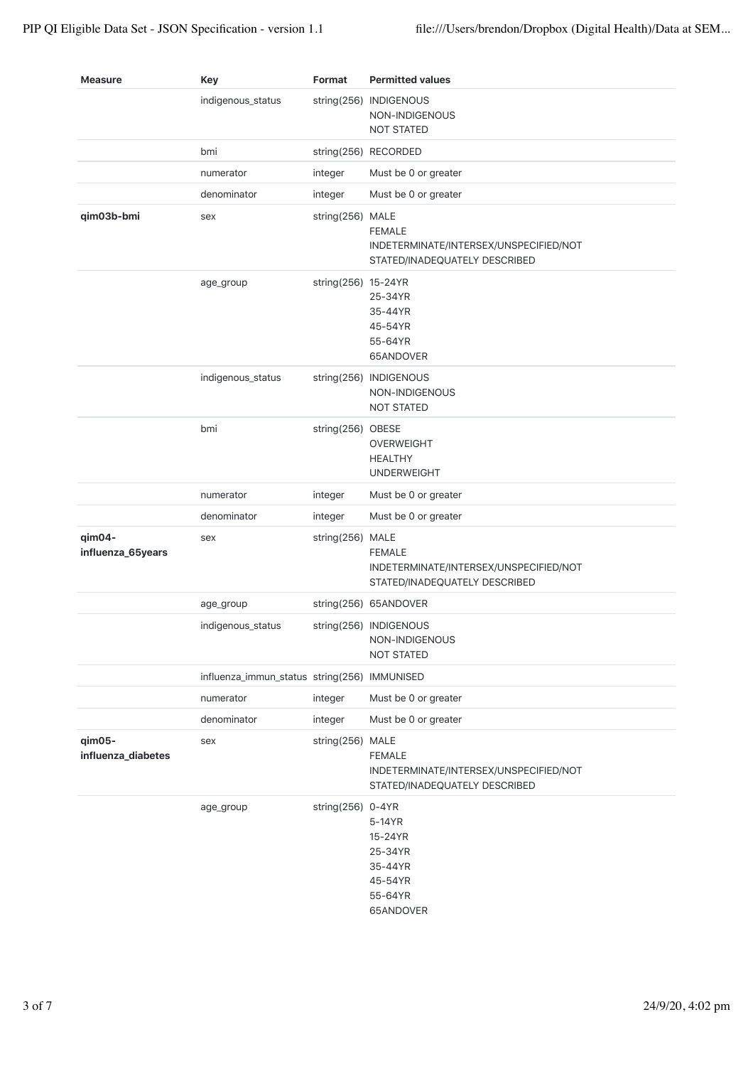| Measure | Key | Format | Permitted values |
| --- | --- | --- | --- |
| | indigenous_status | string(256) | INDIGENOUS<br>NON-INDIGENOUS<br>NOT STATED |
| | bmi | string(256) | RECORDED |
| | numerator | integer | Must be 0 or greater |
| | denominator | integer | Must be 0 or greater |
| **qim03b-bmi** | sex | string(256) | MALE<br>FEMALE<br>INDETERMINATE/INTERSEX/UNSPECIFIED/NOT STATED/INADEQUATELY DESCRIBED |
| | age_group | string(256) | 15-24YR<br>25-34YR<br>35-44YR<br>45-54YR<br>55-64YR<br>65ANDOVER |
| | indigenous_status | string(256) | INDIGENOUS<br>NON-INDIGENOUS<br>NOT STATED |
| | bmi | string(256) | OBESE<br>OVERWEIGHT<br>HEALTHY<br>UNDERWEIGHT |
| | numerator | integer | Must be 0 or greater |
| | denominator | integer | Must be 0 or greater |
| **qim04-influenza_65years** | sex | string(256) | MALE<br>FEMALE<br>INDETERMINATE/INTERSEX/UNSPECIFIED/NOT STATED/INADEQUATELY DESCRIBED |
| | age_group | string(256) | 65ANDOVER |
| | indigenous_status | string(256) | INDIGENOUS<br>NON-INDIGENOUS<br>NOT STATED |
| | influenza_immun_status | string(256) | IMMUNISED |
| | numerator | integer | Must be 0 or greater |
| | denominator | integer | Must be 0 or greater |
| **qim05-influenza_diabetes** | sex | string(256) | MALE<br>FEMALE<br>INDETERMINATE/INTERSEX/UNSPECIFIED/NOT STATED/INADEQUATELY DESCRIBED |
| | age_group | string(256) | 0-4YR<br>5-14YR<br>15-24YR<br>25-34YR<br>35-44YR<br>45-54YR<br>55-64YR<br>65ANDOVER |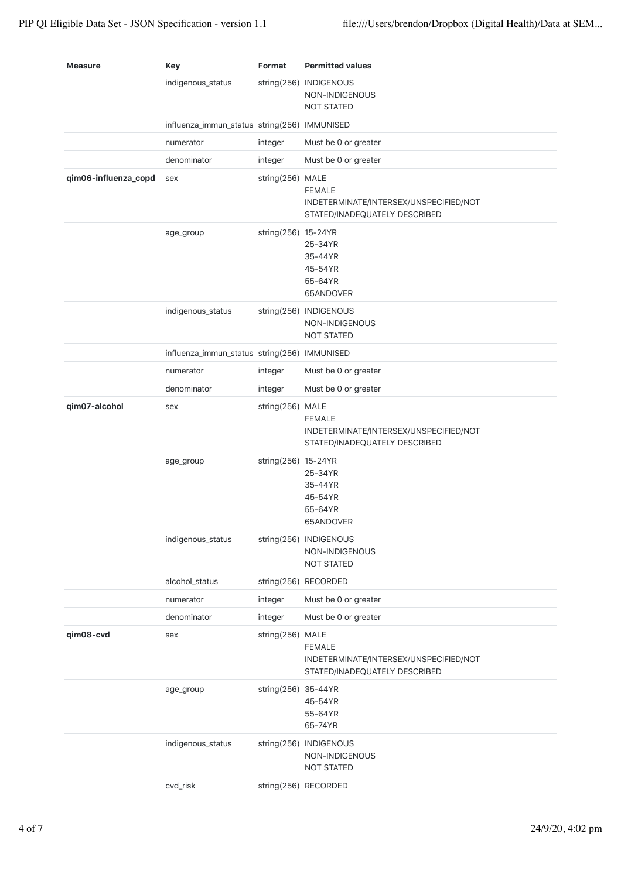| Measure | Key | Format | Permitted values |
|---|---|---|---|
| | indigenous_status | string(256) | INDIGENOUS<br>NON-INDIGENOUS<br>NOT STATED |
| | influenza_immun_status | string(256) | IMMUNISED |
| | numerator | integer | Must be 0 or greater |
| | denominator | integer | Must be 0 or greater |
| **qim06-influenza_copd** | sex | string(256) | MALE<br>FEMALE<br>INDETERMINATE/INTERSEX/UNSPECIFIED/NOT STATED/INADEQUATELY DESCRIBED |
| | age_group | string(256) | 15-24YR<br>25-34YR<br>35-44YR<br>45-54YR<br>55-64YR<br>65ANDOVER |
| | indigenous_status | string(256) | INDIGENOUS<br>NON-INDIGENOUS<br>NOT STATED |
| | influenza_immun_status | string(256) | IMMUNISED |
| | numerator | integer | Must be 0 or greater |
| | denominator | integer | Must be 0 or greater |
| **qim07-alcohol** | sex | string(256) | MALE<br>FEMALE<br>INDETERMINATE/INTERSEX/UNSPECIFIED/NOT STATED/INADEQUATELY DESCRIBED |
| | age_group | string(256) | 15-24YR<br>25-34YR<br>35-44YR<br>45-54YR<br>55-64YR<br>65ANDOVER |
| | indigenous_status | string(256) | INDIGENOUS<br>NON-INDIGENOUS<br>NOT STATED |
| | alcohol_status | string(256) | RECORDED |
| | numerator | integer | Must be 0 or greater |
| | denominator | integer | Must be 0 or greater |
| **qim08-cvd** | sex | string(256) | MALE<br>FEMALE<br>INDETERMINATE/INTERSEX/UNSPECIFIED/NOT STATED/INADEQUATELY DESCRIBED |
| | age_group | string(256) | 35-44YR<br>45-54YR<br>55-64YR<br>65-74YR |
| | indigenous_status | string(256) | INDIGENOUS<br>NON-INDIGENOUS<br>NOT STATED |
| | cvd_risk | string(256) | RECORDED |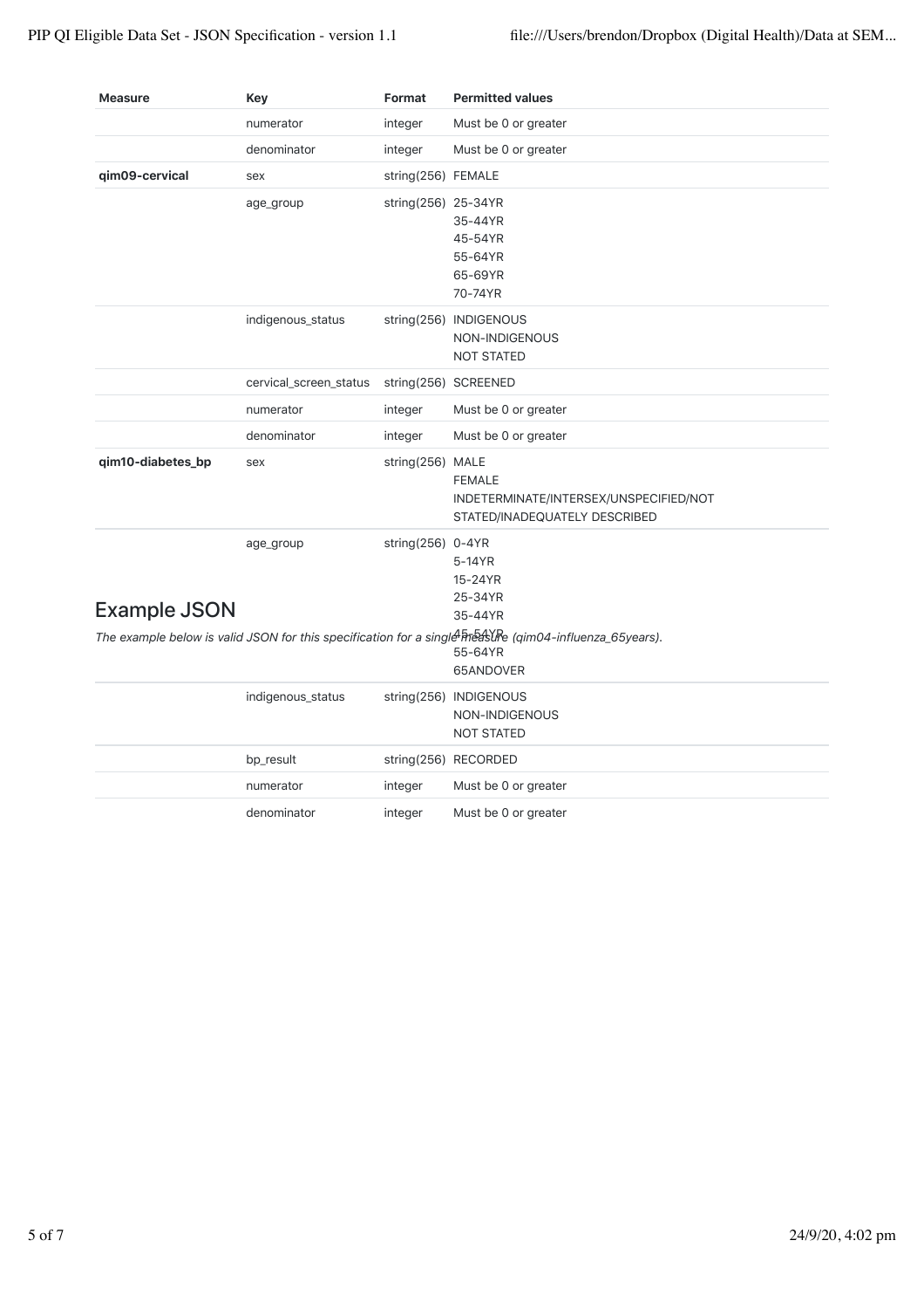| Measure | Key | Format | Permitted values |
|---|---|---|---|
| | numerator | integer | Must be 0 or greater |
| | denominator | integer | Must be 0 or greater |
| **qim09-cervical** | sex | string(256) | FEMALE |
| | age_group | string(256) | 25-34YR<br>35-44YR<br>45-54YR<br>55-64YR<br>65-69YR<br>70-74YR |
| | indigenous_status | string(256) | INDIGENOUS<br>NON-INDIGENOUS<br>NOT STATED |
| | cervical_screen_status | string(256) | SCREENED |
| | numerator | integer | Must be 0 or greater |
| | denominator | integer | Must be 0 or greater |
| **qim10-diabetes_bp** | sex | string(256) | MALE<br>FEMALE<br>INDETERMINATE/INTERSEX/UNSPECIFIED/NOT STATED/INADEQUATELY DESCRIBED |
| | age_group | string(256) | 0-4YR<br>5-14YR<br>15-24YR<br>25-34YR<br>35-44YR<br>45-54YR<br>55-64YR<br>65ANDOVER |
| | indigenous_status | string(256) | INDIGENOUS<br>NON-INDIGENOUS<br>NOT STATED |
| | bp_result | string(256) | RECORDED |
| | numerator | integer | Must be 0 or greater |
| | denominator | integer | Must be 0 or greater |

## Example JSON

*The example below is valid JSON for this specification for a single measure (qim04-influenza_65years).*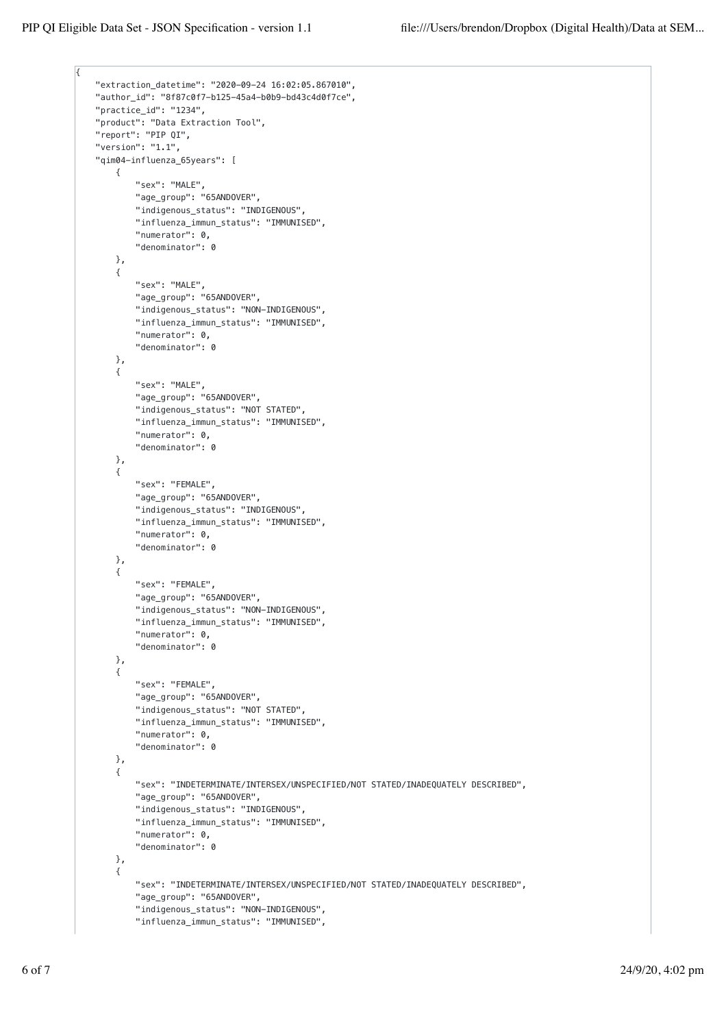```
{
    "extraction_datetime": "2020-09-24 16:02:05.867010",
    "author_id": "8f87c0f7-b125-45a4-b0b9-bd43c4d0f7ce",
    "practice_id": "1234",
    "product": "Data Extraction Tool",
    "report": "PIP QI",
    "version": "1.1",
    "qim04-influenza_65years": [
        {
            "sex": "MALE",
            "age_group": "65ANDOVER",
            "indigenous_status": "INDIGENOUS",
            "influenza_immun_status": "IMMUNISED",
            "numerator": 0,
            "denominator": 0
        },
        {
            "sex": "MALE",
            "age_group": "65ANDOVER",
            "indigenous_status": "NON-INDIGENOUS",
            "influenza_immun_status": "IMMUNISED",
            "numerator": 0,
            "denominator": 0
        },
        {
            "sex": "MALE",
            "age_group": "65ANDOVER",
            "indigenous_status": "NOT STATED",
            "influenza_immun_status": "IMMUNISED",
            "numerator": 0,
            "denominator": 0
        },
        {
            "sex": "FEMALE",
            "age_group": "65ANDOVER",
            "indigenous_status": "INDIGENOUS",
            "influenza_immun_status": "IMMUNISED",
            "numerator": 0,
            "denominator": 0
        },
        {
            "sex": "FEMALE",
            "age_group": "65ANDOVER",
            "indigenous_status": "NON-INDIGENOUS",
            "influenza_immun_status": "IMMUNISED",
            "numerator": 0,
            "denominator": 0
        },
        {
            "sex": "FEMALE",
            "age_group": "65ANDOVER",
            "indigenous_status": "NOT STATED",
            "influenza_immun_status": "IMMUNISED",
            "numerator": 0,
            "denominator": 0
        },
        {
            "sex": "INDETERMINATE/INTERSEX/UNSPECIFIED/NOT STATED/INADEQUATELY DESCRIBED",
            "age_group": "65ANDOVER",
            "indigenous_status": "INDIGENOUS",
            "influenza_immun_status": "IMMUNISED",
            "numerator": 0,
            "denominator": 0
        },
        {
            "sex": "INDETERMINATE/INTERSEX/UNSPECIFIED/NOT STATED/INADEQUATELY DESCRIBED",
            "age_group": "65ANDOVER",
            "indigenous_status": "NON-INDIGENOUS",
            "influenza_immun_status": "IMMUNISED",
```